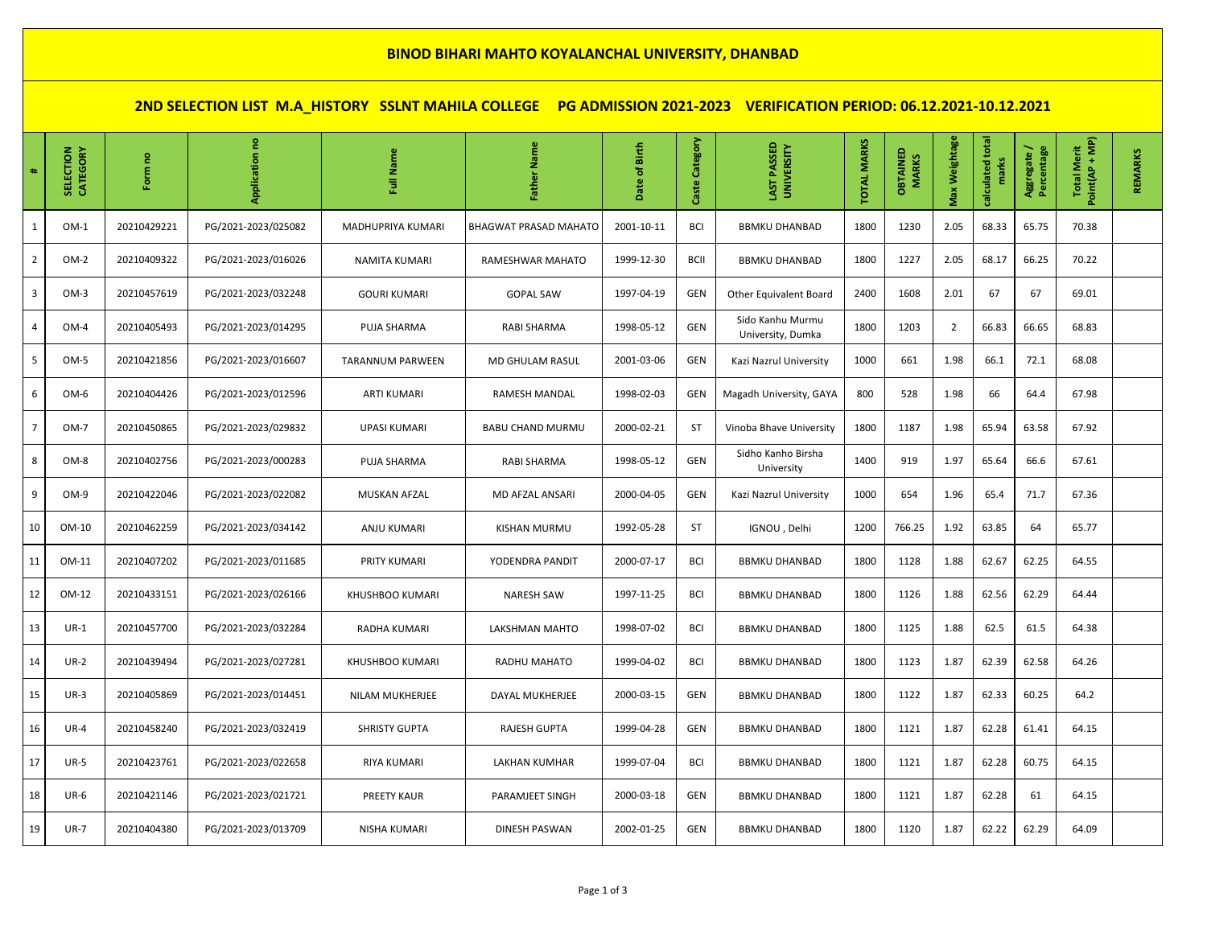# BINOD BIHARI MAHTO KOYALANCHAL UNIVERSITY, DHANBAD

## 2ND SELECTION LIST M.A_HISTORY SSLNT MAHILA COLLEGE PG ADMISSION 2021-2023 VERIFICATION PERIOD: 06.12.2021-10.12.2021

| # | SELECTION CATEGORY | Form no | Application no | Full Name | Father Name | Date of Birth | Caste Category | LAST PASSED UNIVERSITY | TOTAL MARKS | OBTAINED MARKS | Max Weightage | calculated total marks | Aggregate / Percentage | Total Merit Point(AP + MP) | REMARKS |
|---|---|---|---|---|---|---|---|---|---|---|---|---|---|---|---|
| 1 | OM-1 | 20210429221 | PG/2021-2023/025082 | MADHUPRIYA KUMARI | BHAGWAT PRASAD MAHATO | 2001-10-11 | BCI | BBMKU DHANBAD | 1800 | 1230 | 2.05 | 68.33 | 65.75 | 70.38 | |
| 2 | OM-2 | 20210409322 | PG/2021-2023/016026 | NAMITA KUMARI | RAMESHWAR MAHATO | 1999-12-30 | BCII | BBMKU DHANBAD | 1800 | 1227 | 2.05 | 68.17 | 66.25 | 70.22 | |
| 3 | OM-3 | 20210457619 | PG/2021-2023/032248 | GOURI KUMARI | GOPAL SAW | 1997-04-19 | GEN | Other Equivalent Board | 2400 | 1608 | 2.01 | 67 | 67 | 69.01 | |
| 4 | OM-4 | 20210405493 | PG/2021-2023/014295 | PUJA SHARMA | RABI SHARMA | 1998-05-12 | GEN | Sido Kanhu Murmu University, Dumka | 1800 | 1203 | 2 | 66.83 | 66.65 | 68.83 | |
| 5 | OM-5 | 20210421856 | PG/2021-2023/016607 | TARANNUM PARWEEN | MD GHULAM RASUL | 2001-03-06 | GEN | Kazi Nazrul University | 1000 | 661 | 1.98 | 66.1 | 72.1 | 68.08 | |
| 6 | OM-6 | 20210404426 | PG/2021-2023/012596 | ARTI KUMARI | RAMESH MANDAL | 1998-02-03 | GEN | Magadh University, GAYA | 800 | 528 | 1.98 | 66 | 64.4 | 67.98 | |
| 7 | OM-7 | 20210450865 | PG/2021-2023/029832 | UPASI KUMARI | BABU CHAND MURMU | 2000-02-21 | ST | Vinoba Bhave University | 1800 | 1187 | 1.98 | 65.94 | 63.58 | 67.92 | |
| 8 | OM-8 | 20210402756 | PG/2021-2023/000283 | PUJA SHARMA | RABI SHARMA | 1998-05-12 | GEN | Sidho Kanho Birsha University | 1400 | 919 | 1.97 | 65.64 | 66.6 | 67.61 | |
| 9 | OM-9 | 20210422046 | PG/2021-2023/022082 | MUSKAN AFZAL | MD AFZAL ANSARI | 2000-04-05 | GEN | Kazi Nazrul University | 1000 | 654 | 1.96 | 65.4 | 71.7 | 67.36 | |
| 10 | OM-10 | 20210462259 | PG/2021-2023/034142 | ANJU KUMARI | KISHAN MURMU | 1992-05-28 | ST | IGNOU , Delhi | 1200 | 766.25 | 1.92 | 63.85 | 64 | 65.77 | |
| 11 | OM-11 | 20210407202 | PG/2021-2023/011685 | PRITY KUMARI | YODENDRA PANDIT | 2000-07-17 | BCI | BBMKU DHANBAD | 1800 | 1128 | 1.88 | 62.67 | 62.25 | 64.55 | |
| 12 | OM-12 | 20210433151 | PG/2021-2023/026166 | KHUSHBOO KUMARI | NARESH SAW | 1997-11-25 | BCI | BBMKU DHANBAD | 1800 | 1126 | 1.88 | 62.56 | 62.29 | 64.44 | |
| 13 | UR-1 | 20210457700 | PG/2021-2023/032284 | RADHA KUMARI | LAKSHMAN MAHTO | 1998-07-02 | BCI | BBMKU DHANBAD | 1800 | 1125 | 1.88 | 62.5 | 61.5 | 64.38 | |
| 14 | UR-2 | 20210439494 | PG/2021-2023/027281 | KHUSHBOO KUMARI | RADHU MAHATO | 1999-04-02 | BCI | BBMKU DHANBAD | 1800 | 1123 | 1.87 | 62.39 | 62.58 | 64.26 | |
| 15 | UR-3 | 20210405869 | PG/2021-2023/014451 | NILAM MUKHERJEE | DAYAL MUKHERJEE | 2000-03-15 | GEN | BBMKU DHANBAD | 1800 | 1122 | 1.87 | 62.33 | 60.25 | 64.2 | |
| 16 | UR-4 | 20210458240 | PG/2021-2023/032419 | SHRISTY GUPTA | RAJESH GUPTA | 1999-04-28 | GEN | BBMKU DHANBAD | 1800 | 1121 | 1.87 | 62.28 | 61.41 | 64.15 | |
| 17 | UR-5 | 20210423761 | PG/2021-2023/022658 | RIYA KUMARI | LAKHAN KUMHAR | 1999-07-04 | BCI | BBMKU DHANBAD | 1800 | 1121 | 1.87 | 62.28 | 60.75 | 64.15 | |
| 18 | UR-6 | 20210421146 | PG/2021-2023/021721 | PREETY KAUR | PARAMJEET SINGH | 2000-03-18 | GEN | BBMKU DHANBAD | 1800 | 1121 | 1.87 | 62.28 | 61 | 64.15 | |
| 19 | UR-7 | 20210404380 | PG/2021-2023/013709 | NISHA KUMARI | DINESH PASWAN | 2002-01-25 | GEN | BBMKU DHANBAD | 1800 | 1120 | 1.87 | 62.22 | 62.29 | 64.09 | |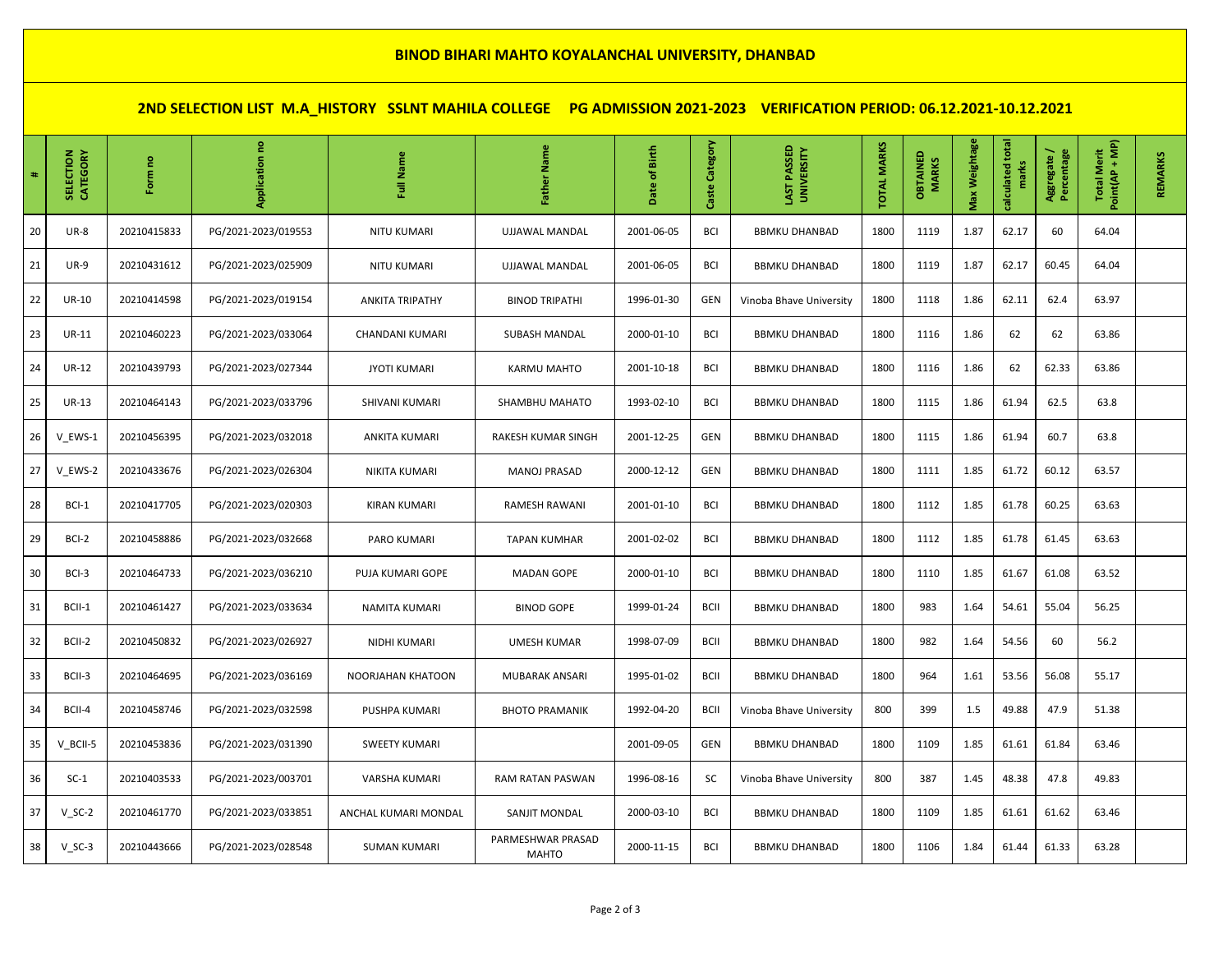# BINOD BIHARI MAHTO KOYALANCHAL UNIVERSITY, DHANBAD

## 2ND SELECTION LIST M.A_HISTORY SSLNT MAHILA COLLEGE PG ADMISSION 2021-2023 VERIFICATION PERIOD: 06.12.2021-10.12.2021

| # | SELECTION CATEGORY | Form no | Application no | Full Name | Father Name | Date of Birth | Caste Category | LAST PASSED UNIVERSITY | TOTAL MARKS | OBTAINED MARKS | Max Weightage | calculated total marks | Aggregate / Percentage | Total Merit Point(AP + MP) | REMARKS |
|---|---|---|---|---|---|---|---|---|---|---|---|---|---|---|---|
| 20 | UR-8 | 20210415833 | PG/2021-2023/019553 | NITU KUMARI | UJJAWAL MANDAL | 2001-06-05 | BCI | BBMKU DHANBAD | 1800 | 1119 | 1.87 | 62.17 | 60 | 64.04 | |
| 21 | UR-9 | 20210431612 | PG/2021-2023/025909 | NITU KUMARI | UJJAWAL MANDAL | 2001-06-05 | BCI | BBMKU DHANBAD | 1800 | 1119 | 1.87 | 62.17 | 60.45 | 64.04 | |
| 22 | UR-10 | 20210414598 | PG/2021-2023/019154 | ANKITA TRIPATHY | BINOD TRIPATHI | 1996-01-30 | GEN | Vinoba Bhave University | 1800 | 1118 | 1.86 | 62.11 | 62.4 | 63.97 | |
| 23 | UR-11 | 20210460223 | PG/2021-2023/033064 | CHANDANI KUMARI | SUBASH MANDAL | 2000-01-10 | BCI | BBMKU DHANBAD | 1800 | 1116 | 1.86 | 62 | 62 | 63.86 | |
| 24 | UR-12 | 20210439793 | PG/2021-2023/027344 | JYOTI KUMARI | KARMU MAHTO | 2001-10-18 | BCI | BBMKU DHANBAD | 1800 | 1116 | 1.86 | 62 | 62.33 | 63.86 | |
| 25 | UR-13 | 20210464143 | PG/2021-2023/033796 | SHIVANI KUMARI | SHAMBHU MAHATO | 1993-02-10 | BCI | BBMKU DHANBAD | 1800 | 1115 | 1.86 | 61.94 | 62.5 | 63.8 | |
| 26 | V_EWS-1 | 20210456395 | PG/2021-2023/032018 | ANKITA KUMARI | RAKESH KUMAR SINGH | 2001-12-25 | GEN | BBMKU DHANBAD | 1800 | 1115 | 1.86 | 61.94 | 60.7 | 63.8 | |
| 27 | V_EWS-2 | 20210433676 | PG/2021-2023/026304 | NIKITA KUMARI | MANOJ PRASAD | 2000-12-12 | GEN | BBMKU DHANBAD | 1800 | 1111 | 1.85 | 61.72 | 60.12 | 63.57 | |
| 28 | BCI-1 | 20210417705 | PG/2021-2023/020303 | KIRAN KUMARI | RAMESH RAWANI | 2001-01-10 | BCI | BBMKU DHANBAD | 1800 | 1112 | 1.85 | 61.78 | 60.25 | 63.63 | |
| 29 | BCI-2 | 20210458886 | PG/2021-2023/032668 | PARO KUMARI | TAPAN KUMHAR | 2001-02-02 | BCI | BBMKU DHANBAD | 1800 | 1112 | 1.85 | 61.78 | 61.45 | 63.63 | |
| 30 | BCI-3 | 20210464733 | PG/2021-2023/036210 | PUJA KUMARI GOPE | MADAN GOPE | 2000-01-10 | BCI | BBMKU DHANBAD | 1800 | 1110 | 1.85 | 61.67 | 61.08 | 63.52 | |
| 31 | BCII-1 | 20210461427 | PG/2021-2023/033634 | NAMITA KUMARI | BINOD GOPE | 1999-01-24 | BCII | BBMKU DHANBAD | 1800 | 983 | 1.64 | 54.61 | 55.04 | 56.25 | |
| 32 | BCII-2 | 20210450832 | PG/2021-2023/026927 | NIDHI KUMARI | UMESH KUMAR | 1998-07-09 | BCII | BBMKU DHANBAD | 1800 | 982 | 1.64 | 54.56 | 60 | 56.2 | |
| 33 | BCII-3 | 20210464695 | PG/2021-2023/036169 | NOORJAHAN KHATOON | MUBARAK ANSARI | 1995-01-02 | BCII | BBMKU DHANBAD | 1800 | 964 | 1.61 | 53.56 | 56.08 | 55.17 | |
| 34 | BCII-4 | 20210458746 | PG/2021-2023/032598 | PUSHPA KUMARI | BHOTO PRAMANIK | 1992-04-20 | BCII | Vinoba Bhave University | 800 | 399 | 1.5 | 49.88 | 47.9 | 51.38 | |
| 35 | V_BCII-5 | 20210453836 | PG/2021-2023/031390 | SWEETY KUMARI | | 2001-09-05 | GEN | BBMKU DHANBAD | 1800 | 1109 | 1.85 | 61.61 | 61.84 | 63.46 | |
| 36 | SC-1 | 20210403533 | PG/2021-2023/003701 | VARSHA KUMARI | RAM RATAN PASWAN | 1996-08-16 | SC | Vinoba Bhave University | 800 | 387 | 1.45 | 48.38 | 47.8 | 49.83 | |
| 37 | V_SC-2 | 20210461770 | PG/2021-2023/033851 | ANCHAL KUMARI MONDAL | SANJIT MONDAL | 2000-03-10 | BCI | BBMKU DHANBAD | 1800 | 1109 | 1.85 | 61.61 | 61.62 | 63.46 | |
| 38 | V_SC-3 | 20210443666 | PG/2021-2023/028548 | SUMAN KUMARI | PARMESHWAR PRASAD MAHTO | 2000-11-15 | BCI | BBMKU DHANBAD | 1800 | 1106 | 1.84 | 61.44 | 61.33 | 63.28 | |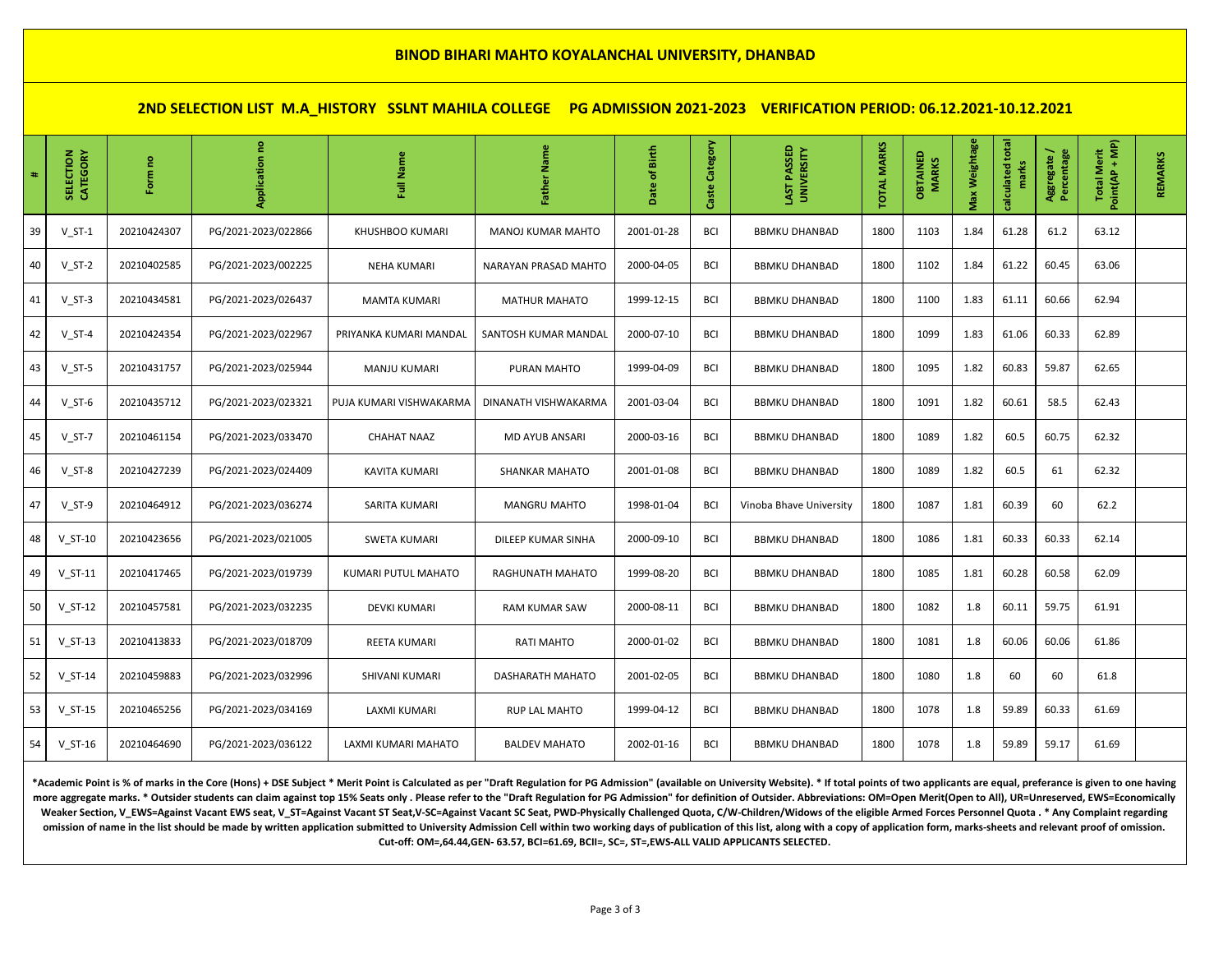# BINOD BIHARI MAHTO KOYALANCHAL UNIVERSITY, DHANBAD

## 2ND SELECTION LIST M.A_HISTORY SSLNT MAHILA COLLEGE PG ADMISSION 2021-2023 VERIFICATION PERIOD: 06.12.2021-10.12.2021

| # | SELECTION CATEGORY | Form no | Application no | Full Name | Father Name | Date of Birth | Caste Category | LAST PASSED UNIVERSITY | TOTAL MARKS | OBTAINED MARKS | Max Weightage | calculated total marks | Aggregate / Percentage | Total Merit Point(AP + MP) | REMARKS |
|---|---|---|---|---|---|---|---|---|---|---|---|---|---|---|---|
| 39 | V_ST-1 | 20210424307 | PG/2021-2023/022866 | KHUSHBOO KUMARI | MANOJ KUMAR MAHTO | 2001-01-28 | BCI | BBMKU DHANBAD | 1800 | 1103 | 1.84 | 61.28 | 61.2 | 63.12 | |
| 40 | V_ST-2 | 20210402585 | PG/2021-2023/002225 | NEHA KUMARI | NARAYAN PRASAD MAHTO | 2000-04-05 | BCI | BBMKU DHANBAD | 1800 | 1102 | 1.84 | 61.22 | 60.45 | 63.06 | |
| 41 | V_ST-3 | 20210434581 | PG/2021-2023/026437 | MAMTA KUMARI | MATHUR MAHATO | 1999-12-15 | BCI | BBMKU DHANBAD | 1800 | 1100 | 1.83 | 61.11 | 60.66 | 62.94 | |
| 42 | V_ST-4 | 20210424354 | PG/2021-2023/022967 | PRIYANKA KUMARI MANDAL | SANTOSH KUMAR MANDAL | 2000-07-10 | BCI | BBMKU DHANBAD | 1800 | 1099 | 1.83 | 61.06 | 60.33 | 62.89 | |
| 43 | V_ST-5 | 20210431757 | PG/2021-2023/025944 | MANJU KUMARI | PURAN MAHTO | 1999-04-09 | BCI | BBMKU DHANBAD | 1800 | 1095 | 1.82 | 60.83 | 59.87 | 62.65 | |
| 44 | V_ST-6 | 20210435712 | PG/2021-2023/023321 | PUJA KUMARI VISHWAKARMA | DINANATH VISHWAKARMA | 2001-03-04 | BCI | BBMKU DHANBAD | 1800 | 1091 | 1.82 | 60.61 | 58.5 | 62.43 | |
| 45 | V_ST-7 | 20210461154 | PG/2021-2023/033470 | CHAHAT NAAZ | MD AYUB ANSARI | 2000-03-16 | BCI | BBMKU DHANBAD | 1800 | 1089 | 1.82 | 60.5 | 60.75 | 62.32 | |
| 46 | V_ST-8 | 20210427239 | PG/2021-2023/024409 | KAVITA KUMARI | SHANKAR MAHATO | 2001-01-08 | BCI | BBMKU DHANBAD | 1800 | 1089 | 1.82 | 60.5 | 61 | 62.32 | |
| 47 | V_ST-9 | 20210464912 | PG/2021-2023/036274 | SARITA KUMARI | MANGRU MAHTO | 1998-01-04 | BCI | Vinoba Bhave University | 1800 | 1087 | 1.81 | 60.39 | 60 | 62.2 | |
| 48 | V_ST-10 | 20210423656 | PG/2021-2023/021005 | SWETA KUMARI | DILEEP KUMAR SINHA | 2000-09-10 | BCI | BBMKU DHANBAD | 1800 | 1086 | 1.81 | 60.33 | 60.33 | 62.14 | |
| 49 | V_ST-11 | 20210417465 | PG/2021-2023/019739 | KUMARI PUTUL MAHATO | RAGHUNATH MAHATO | 1999-08-20 | BCI | BBMKU DHANBAD | 1800 | 1085 | 1.81 | 60.28 | 60.58 | 62.09 | |
| 50 | V_ST-12 | 20210457581 | PG/2021-2023/032235 | DEVKI KUMARI | RAM KUMAR SAW | 2000-08-11 | BCI | BBMKU DHANBAD | 1800 | 1082 | 1.8 | 60.11 | 59.75 | 61.91 | |
| 51 | V_ST-13 | 20210413833 | PG/2021-2023/018709 | REETA KUMARI | RATI MAHTO | 2000-01-02 | BCI | BBMKU DHANBAD | 1800 | 1081 | 1.8 | 60.06 | 60.06 | 61.86 | |
| 52 | V_ST-14 | 20210459883 | PG/2021-2023/032996 | SHIVANI KUMARI | DASHARATH MAHATO | 2001-02-05 | BCI | BBMKU DHANBAD | 1800 | 1080 | 1.8 | 60 | 60 | 61.8 | |
| 53 | V_ST-15 | 20210465256 | PG/2021-2023/034169 | LAXMI KUMARI | RUP LAL MAHTO | 1999-04-12 | BCI | BBMKU DHANBAD | 1800 | 1078 | 1.8 | 59.89 | 60.33 | 61.69 | |
| 54 | V_ST-16 | 20210464690 | PG/2021-2023/036122 | LAXMI KUMARI MAHATO | BALDEV MAHATO | 2002-01-16 | BCI | BBMKU DHANBAD | 1800 | 1078 | 1.8 | 59.89 | 59.17 | 61.69 | |

**\*Academic Point is % of marks in the Core (Hons) + DSE Subject \* Merit Point is Calculated as per "Draft Regulation for PG Admission" (available on University Website). \* If total points of two applicants are equal, preferance is given to one having more aggregate marks. \* Outsider students can claim against top 15% Seats only . Please refer to the "Draft Regulation for PG Admission" for definition of Outsider. Abbreviations: OM=Open Merit(Open to All), UR=Unreserved, EWS=Economically Weaker Section, V_EWS=Against Vacant EWS seat, V_ST=Against Vacant ST Seat,V-SC=Against Vacant SC Seat, PWD-Physically Challenged Quota, C/W-Children/Widows of the eligible Armed Forces Personnel Quota . \* Any Complaint regarding omission of name in the list should be made by written application submitted to University Admission Cell within two working days of publication of this list, along with a copy of application form, marks-sheets and relevant proof of omission.**

**Cut-off: OM=,64.44,GEN- 63.57, BCI=61.69, BCII=, SC=, ST=,EWS-ALL VALID APPLICANTS SELECTED.**